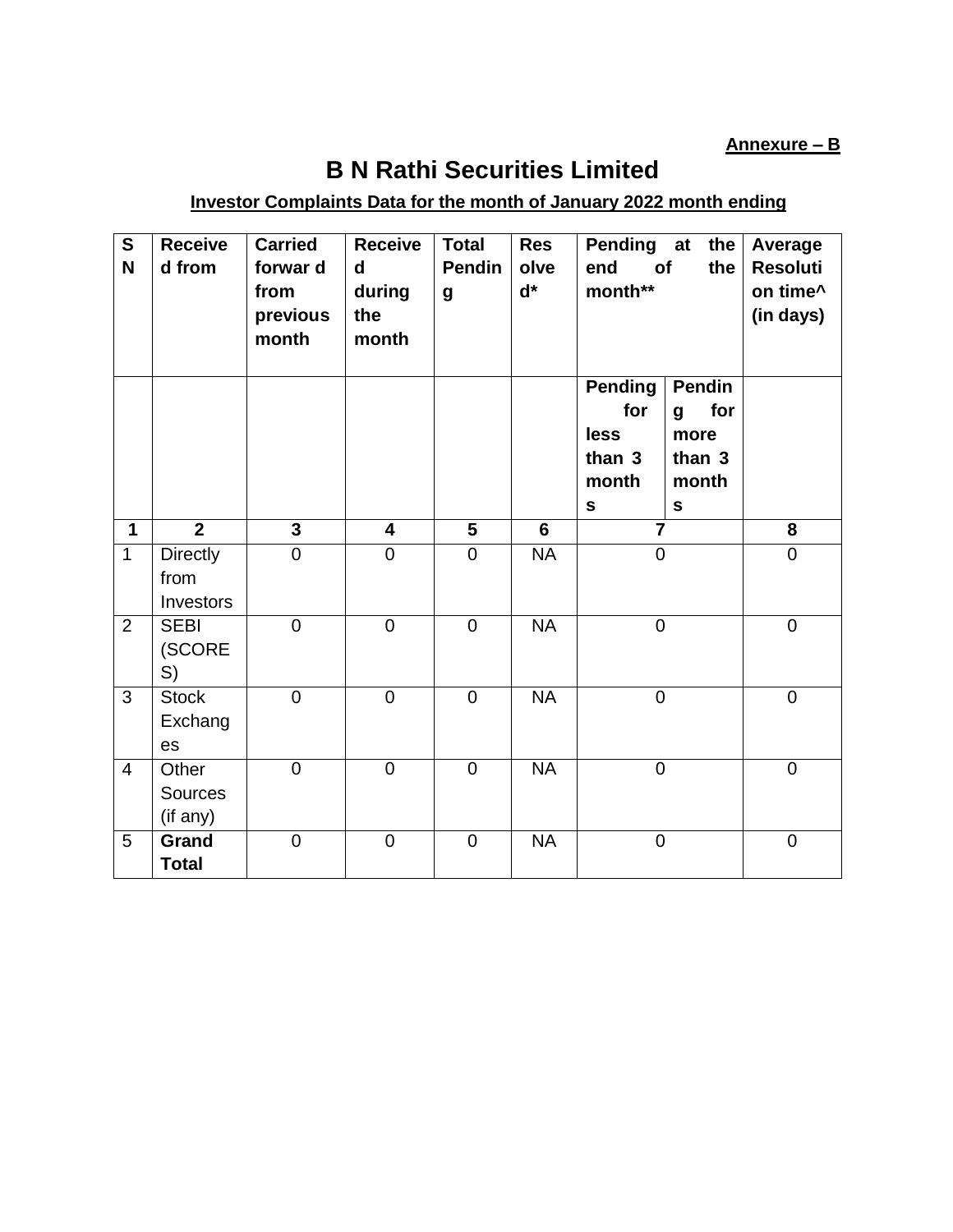**Annexure – B**

# B N Rathi Securities Limited

**Investor Complaints Data for the month of January 2022 month ending**

| SN | Received from | Carried forward from previous month | Received during the month | Total Pending | Resolved* | Pending at the end of the month** | | Average Resolution time^ (in days) |
|---|---|---|---|---|---|---|---|---|
| | | | | | | Pending for less than 3 months | Pending for more than 3 months | |
| **1** | **2** | **3** | **4** | **5** | **6** | **7** | | **8** |
| 1 | Directly from Investors | 0 | 0 | 0 | NA | 0 | | 0 |
| 2 | SEBI (SCORES) | 0 | 0 | 0 | NA | 0 | | 0 |
| 3 | Stock Exchanges | 0 | 0 | 0 | NA | 0 | | 0 |
| 4 | Other Sources (if any) | 0 | 0 | 0 | NA | 0 | | 0 |
| 5 | **Grand Total** | 0 | 0 | 0 | NA | 0 | | 0 |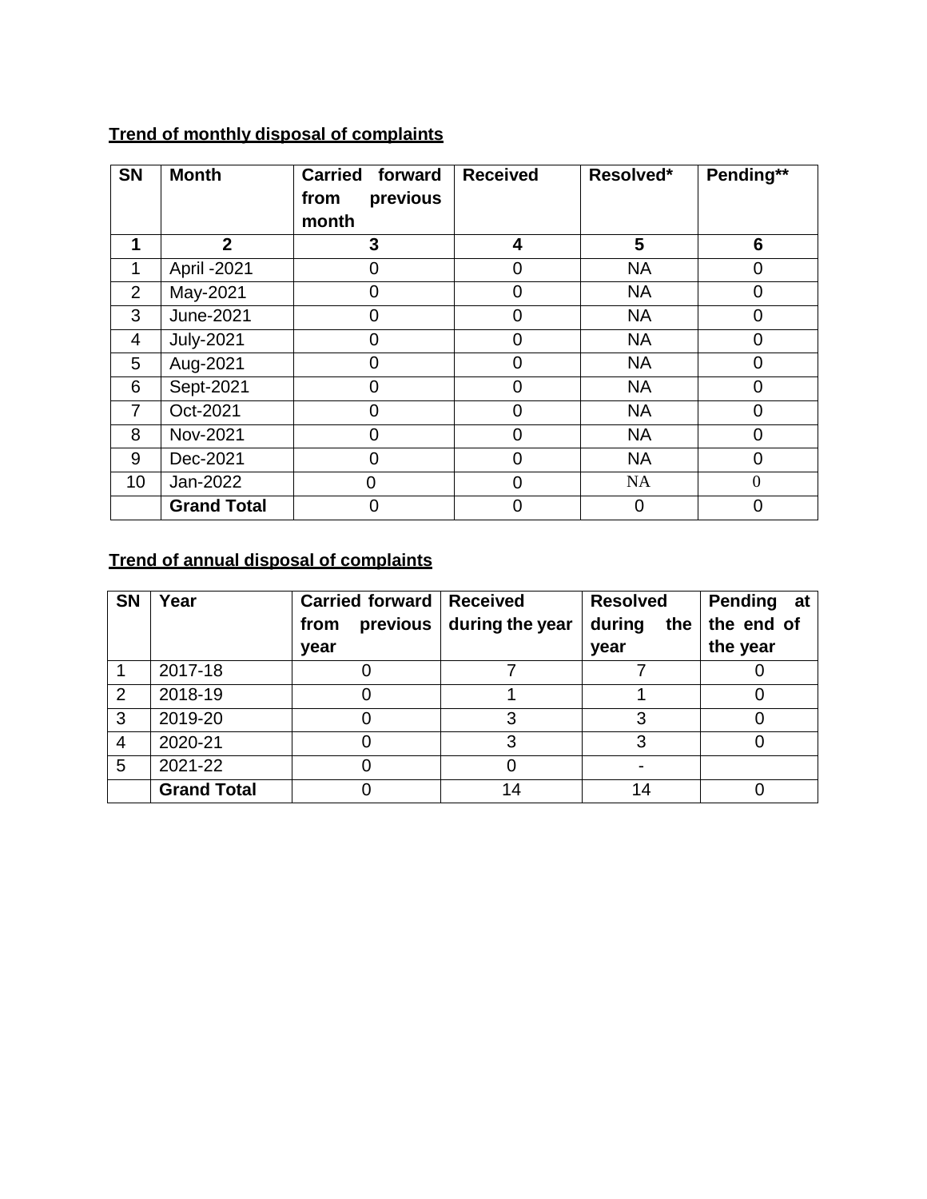**Trend of monthly disposal of complaints**

| SN | Month | Carried forward from previous month | Received | Resolved* | Pending** |
|---|---|---|---|---|---|
| **1** | **2** | **3** | **4** | **5** | **6** |
| 1 | April -2021 | 0 | 0 | NA | 0 |
| 2 | May-2021 | 0 | 0 | NA | 0 |
| 3 | June-2021 | 0 | 0 | NA | 0 |
| 4 | July-2021 | 0 | 0 | NA | 0 |
| 5 | Aug-2021 | 0 | 0 | NA | 0 |
| 6 | Sept-2021 | 0 | 0 | NA | 0 |
| 7 | Oct-2021 | 0 | 0 | NA | 0 |
| 8 | Nov-2021 | 0 | 0 | NA | 0 |
| 9 | Dec-2021 | 0 | 0 | NA | 0 |
| 10 | Jan-2022 | 0 | 0 | NA | 0 |
| | **Grand Total** | 0 | 0 | 0 | 0 |

**Trend of annual disposal of complaints**

| SN | Year | Carried forward from previous year | Received during the year | Resolved during the year | Pending at the end of the year |
|---|---|---|---|---|---|
| 1 | 2017-18 | 0 | 7 | 7 | 0 |
| 2 | 2018-19 | 0 | 1 | 1 | 0 |
| 3 | 2019-20 | 0 | 3 | 3 | 0 |
| 4 | 2020-21 | 0 | 3 | 3 | 0 |
| 5 | 2021-22 | 0 | 0 | - | |
| | **Grand Total** | 0 | 14 | 14 | 0 |